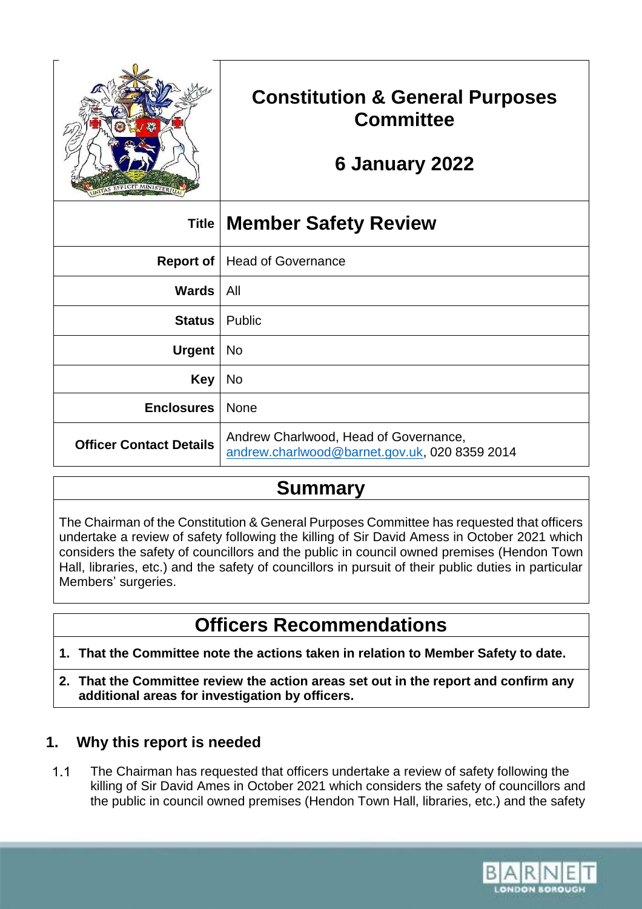| | Constitution & General Purposes Committee<br><br>6 January 2022 |
|---|---|
| **Title** | **Member Safety Review** |
| **Report of** | Head of Governance |
| **Wards** | All |
| **Status** | Public |
| **Urgent** | No |
| **Key** | No |
| **Enclosures** | None |
| **Officer Contact Details** | Andrew Charlwood, Head of Governance, andrew.charlwood@barnet.gov.uk, 020 8359 2014 |

## Summary

The Chairman of the Constitution & General Purposes Committee has requested that officers undertake a review of safety following the killing of Sir David Amess in October 2021 which considers the safety of councillors and the public in council owned premises (Hendon Town Hall, libraries, etc.) and the safety of councillors in pursuit of their public duties in particular Members' surgeries.

## Officers Recommendations

1. **That the Committee note the actions taken in relation to Member Safety to date.**
2. **That the Committee review the action areas set out in the report and confirm any additional areas for investigation by officers.**

## 1. Why this report is needed

1.1 The Chairman has requested that officers undertake a review of safety following the killing of Sir David Ames in October 2021 which considers the safety of councillors and the public in council owned premises (Hendon Town Hall, libraries, etc.) and the safety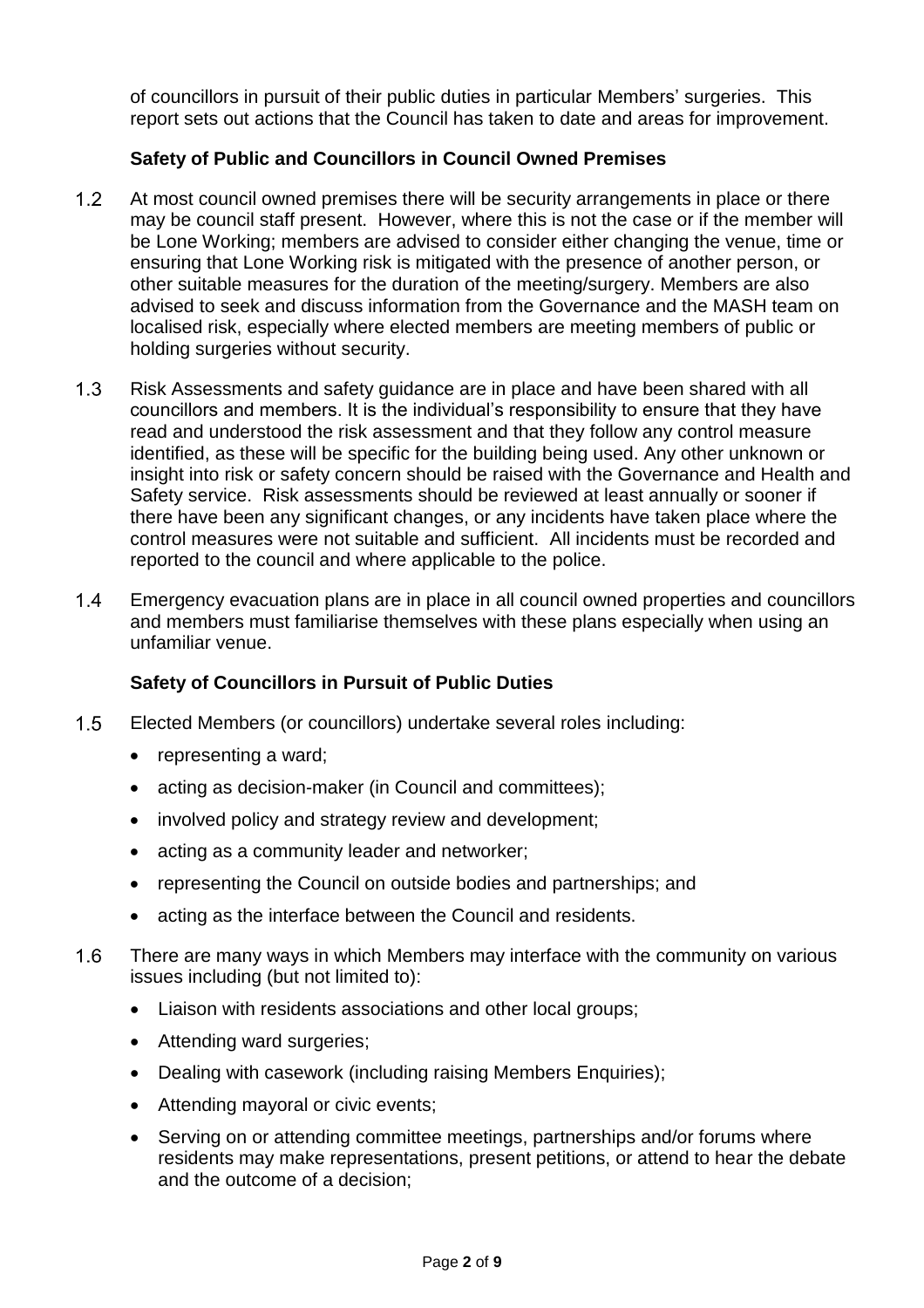of councillors in pursuit of their public duties in particular Members' surgeries. This report sets out actions that the Council has taken to date and areas for improvement.

**Safety of Public and Councillors in Council Owned Premises**

1.2 At most council owned premises there will be security arrangements in place or there may be council staff present. However, where this is not the case or if the member will be Lone Working; members are advised to consider either changing the venue, time or ensuring that Lone Working risk is mitigated with the presence of another person, or other suitable measures for the duration of the meeting/surgery. Members are also advised to seek and discuss information from the Governance and the MASH team on localised risk, especially where elected members are meeting members of public or holding surgeries without security.

1.3 Risk Assessments and safety guidance are in place and have been shared with all councillors and members. It is the individual's responsibility to ensure that they have read and understood the risk assessment and that they follow any control measure identified, as these will be specific for the building being used. Any other unknown or insight into risk or safety concern should be raised with the Governance and Health and Safety service. Risk assessments should be reviewed at least annually or sooner if there have been any significant changes, or any incidents have taken place where the control measures were not suitable and sufficient. All incidents must be recorded and reported to the council and where applicable to the police.

1.4 Emergency evacuation plans are in place in all council owned properties and councillors and members must familiarise themselves with these plans especially when using an unfamiliar venue.

**Safety of Councillors in Pursuit of Public Duties**

1.5 Elected Members (or councillors) undertake several roles including:

- representing a ward;
- acting as decision-maker (in Council and committees);
- involved policy and strategy review and development;
- acting as a community leader and networker;
- representing the Council on outside bodies and partnerships; and
- acting as the interface between the Council and residents.

1.6 There are many ways in which Members may interface with the community on various issues including (but not limited to):

- Liaison with residents associations and other local groups;
- Attending ward surgeries;
- Dealing with casework (including raising Members Enquiries);
- Attending mayoral or civic events;
- Serving on or attending committee meetings, partnerships and/or forums where residents may make representations, present petitions, or attend to hear the debate and the outcome of a decision;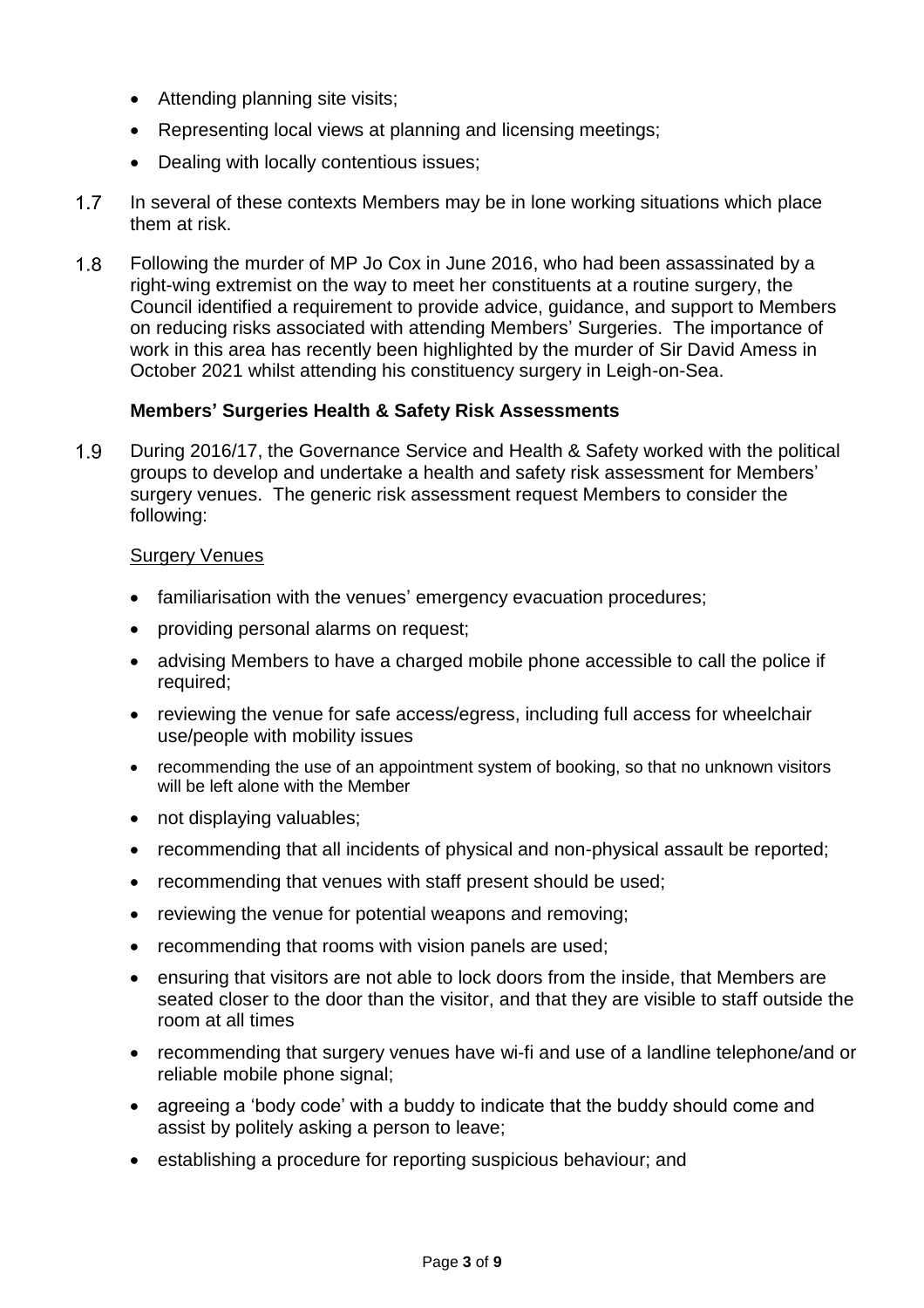- Attending planning site visits;
- Representing local views at planning and licensing meetings;
- Dealing with locally contentious issues;

1.7 In several of these contexts Members may be in lone working situations which place them at risk.

1.8 Following the murder of MP Jo Cox in June 2016, who had been assassinated by a right-wing extremist on the way to meet her constituents at a routine surgery, the Council identified a requirement to provide advice, guidance, and support to Members on reducing risks associated with attending Members' Surgeries. The importance of work in this area has recently been highlighted by the murder of Sir David Amess in October 2021 whilst attending his constituency surgery in Leigh-on-Sea.

**Members' Surgeries Health & Safety Risk Assessments**

1.9 During 2016/17, the Governance Service and Health & Safety worked with the political groups to develop and undertake a health and safety risk assessment for Members' surgery venues. The generic risk assessment request Members to consider the following:

<u>Surgery Venues</u>

- familiarisation with the venues' emergency evacuation procedures;
- providing personal alarms on request;
- advising Members to have a charged mobile phone accessible to call the police if required;
- reviewing the venue for safe access/egress, including full access for wheelchair use/people with mobility issues
- recommending the use of an appointment system of booking, so that no unknown visitors will be left alone with the Member
- not displaying valuables;
- recommending that all incidents of physical and non-physical assault be reported;
- recommending that venues with staff present should be used;
- reviewing the venue for potential weapons and removing;
- recommending that rooms with vision panels are used;
- ensuring that visitors are not able to lock doors from the inside, that Members are seated closer to the door than the visitor, and that they are visible to staff outside the room at all times
- recommending that surgery venues have wi-fi and use of a landline telephone/and or reliable mobile phone signal;
- agreeing a 'body code' with a buddy to indicate that the buddy should come and assist by politely asking a person to leave;
- establishing a procedure for reporting suspicious behaviour; and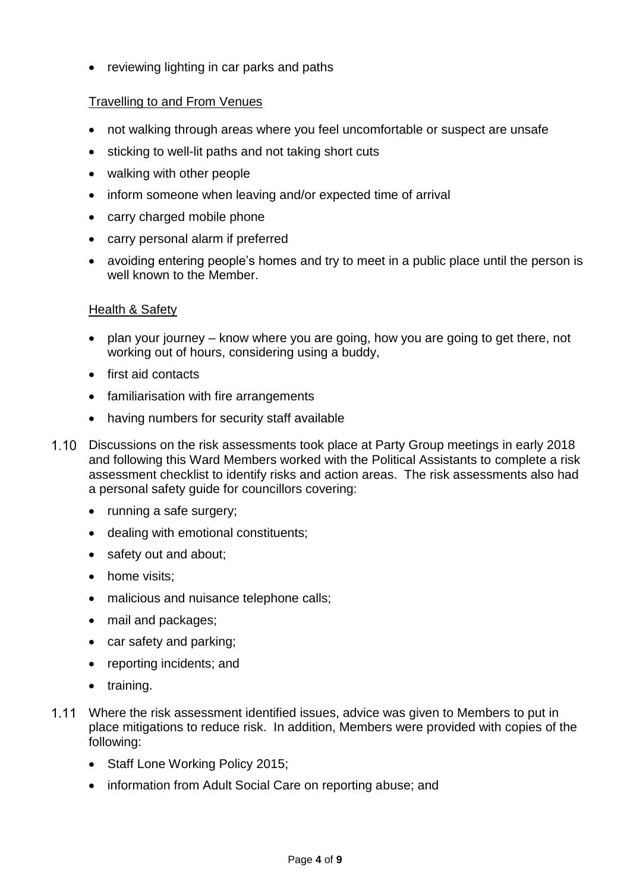- reviewing lighting in car parks and paths

Travelling to and From Venues

- not walking through areas where you feel uncomfortable or suspect are unsafe
- sticking to well-lit paths and not taking short cuts
- walking with other people
- inform someone when leaving and/or expected time of arrival
- carry charged mobile phone
- carry personal alarm if preferred
- avoiding entering people's homes and try to meet in a public place until the person is well known to the Member.

Health & Safety

- plan your journey – know where you are going, how you are going to get there, not working out of hours, considering using a buddy,
- first aid contacts
- familiarisation with fire arrangements
- having numbers for security staff available

1.10 Discussions on the risk assessments took place at Party Group meetings in early 2018 and following this Ward Members worked with the Political Assistants to complete a risk assessment checklist to identify risks and action areas. The risk assessments also had a personal safety guide for councillors covering:

- running a safe surgery;
- dealing with emotional constituents;
- safety out and about;
- home visits;
- malicious and nuisance telephone calls;
- mail and packages;
- car safety and parking;
- reporting incidents; and
- training.

1.11 Where the risk assessment identified issues, advice was given to Members to put in place mitigations to reduce risk. In addition, Members were provided with copies of the following:

- Staff Lone Working Policy 2015;
- information from Adult Social Care on reporting abuse; and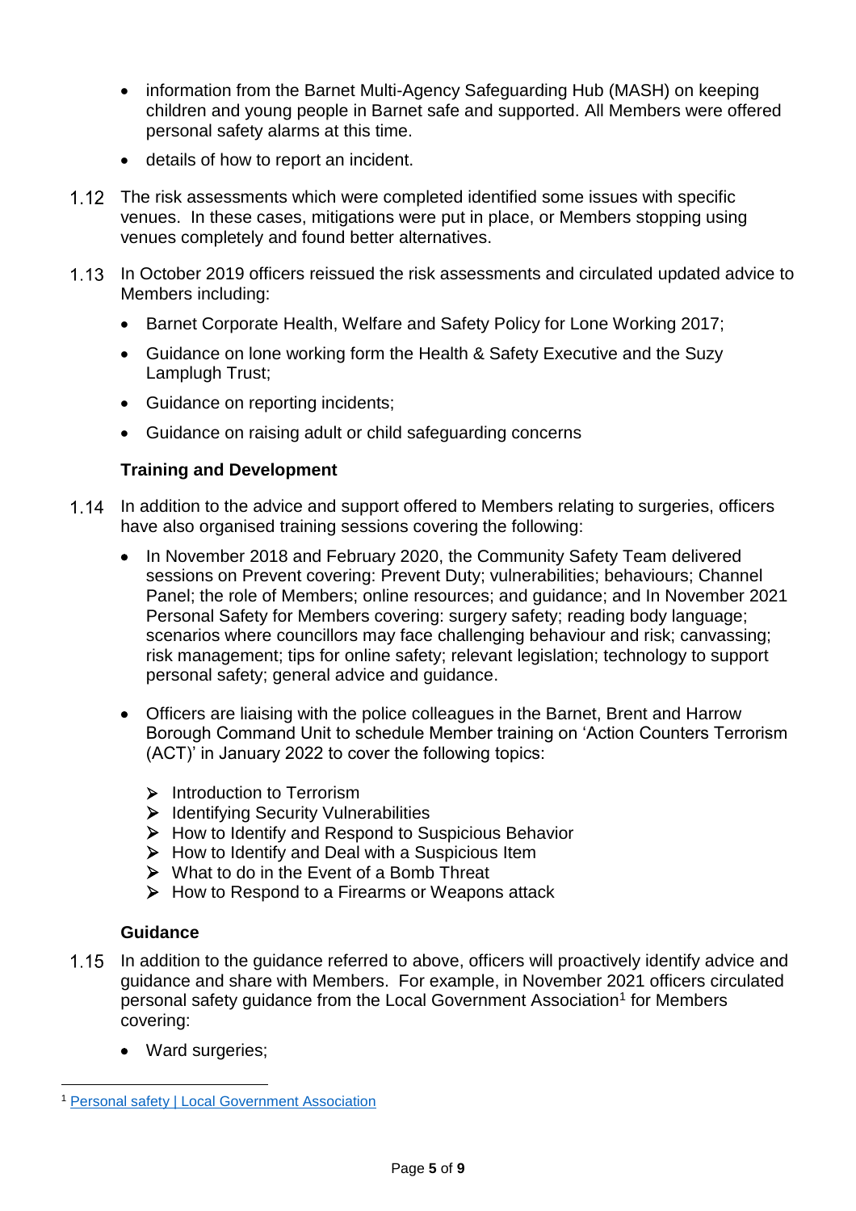- information from the Barnet Multi-Agency Safeguarding Hub (MASH) on keeping children and young people in Barnet safe and supported. All Members were offered personal safety alarms at this time.
- details of how to report an incident.

1.12 The risk assessments which were completed identified some issues with specific venues. In these cases, mitigations were put in place, or Members stopping using venues completely and found better alternatives.

1.13 In October 2019 officers reissued the risk assessments and circulated updated advice to Members including:

- Barnet Corporate Health, Welfare and Safety Policy for Lone Working 2017;
- Guidance on lone working form the Health & Safety Executive and the Suzy Lamplugh Trust;
- Guidance on reporting incidents;
- Guidance on raising adult or child safeguarding concerns

**Training and Development**

1.14 In addition to the advice and support offered to Members relating to surgeries, officers have also organised training sessions covering the following:

- In November 2018 and February 2020, the Community Safety Team delivered sessions on Prevent covering: Prevent Duty; vulnerabilities; behaviours; Channel Panel; the role of Members; online resources; and guidance; and In November 2021 Personal Safety for Members covering: surgery safety; reading body language; scenarios where councillors may face challenging behaviour and risk; canvassing; risk management; tips for online safety; relevant legislation; technology to support personal safety; general advice and guidance.
- Officers are liaising with the police colleagues in the Barnet, Brent and Harrow Borough Command Unit to schedule Member training on 'Action Counters Terrorism (ACT)' in January 2022 to cover the following topics:
    - Introduction to Terrorism
    - Identifying Security Vulnerabilities
    - How to Identify and Respond to Suspicious Behavior
    - How to Identify and Deal with a Suspicious Item
    - What to do in the Event of a Bomb Threat
    - How to Respond to a Firearms or Weapons attack

**Guidance**

1.15 In addition to the guidance referred to above, officers will proactively identify advice and guidance and share with Members. For example, in November 2021 officers circulated personal safety guidance from the Local Government Association[1] for Members covering:

- Ward surgeries;

[1] Personal safety | Local Government Association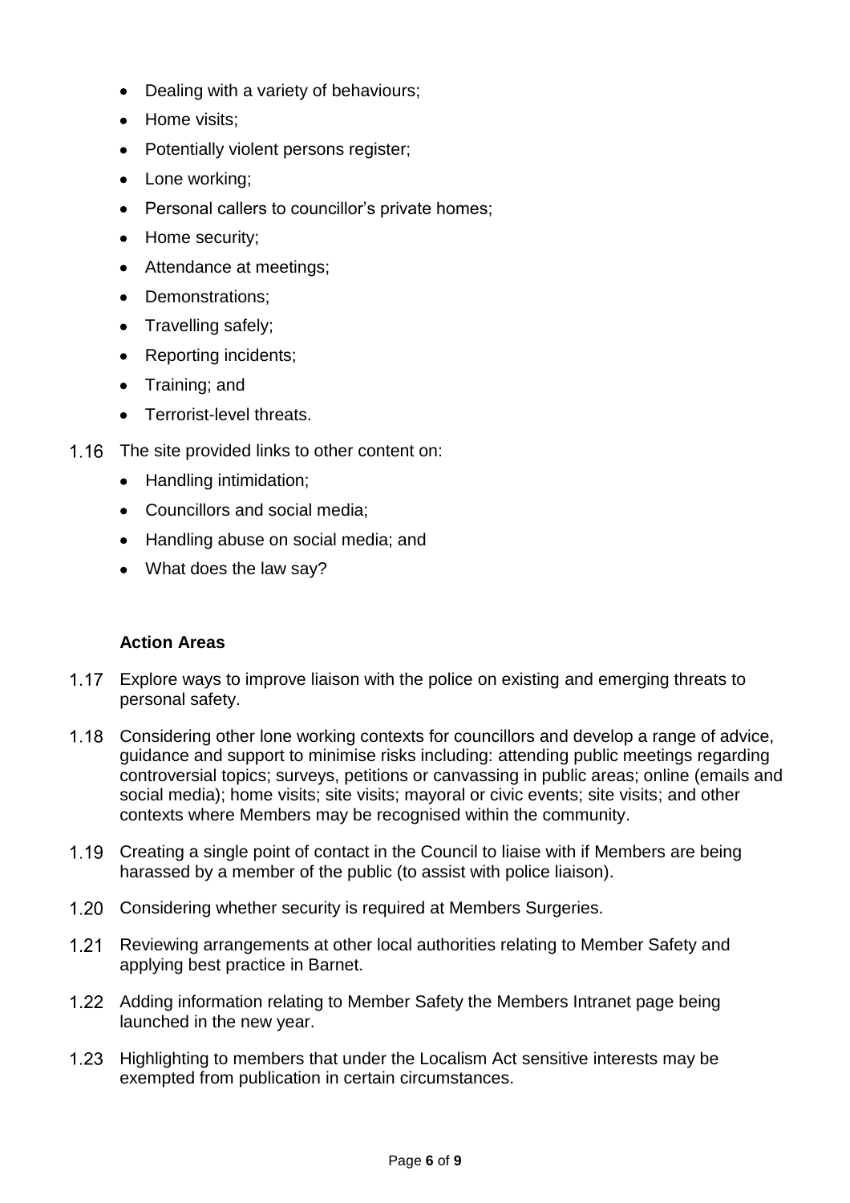- Dealing with a variety of behaviours;
- Home visits;
- Potentially violent persons register;
- Lone working;
- Personal callers to councillor's private homes;
- Home security;
- Attendance at meetings;
- Demonstrations;
- Travelling safely;
- Reporting incidents;
- Training; and
- Terrorist-level threats.

1.16 The site provided links to other content on:

- Handling intimidation;
- Councillors and social media;
- Handling abuse on social media; and
- What does the law say?

**Action Areas**

1.17 Explore ways to improve liaison with the police on existing and emerging threats to personal safety.

1.18 Considering other lone working contexts for councillors and develop a range of advice, guidance and support to minimise risks including: attending public meetings regarding controversial topics; surveys, petitions or canvassing in public areas; online (emails and social media); home visits; site visits; mayoral or civic events; site visits; and other contexts where Members may be recognised within the community.

1.19 Creating a single point of contact in the Council to liaise with if Members are being harassed by a member of the public (to assist with police liaison).

1.20 Considering whether security is required at Members Surgeries.

1.21 Reviewing arrangements at other local authorities relating to Member Safety and applying best practice in Barnet.

1.22 Adding information relating to Member Safety the Members Intranet page being launched in the new year.

1.23 Highlighting to members that under the Localism Act sensitive interests may be exempted from publication in certain circumstances.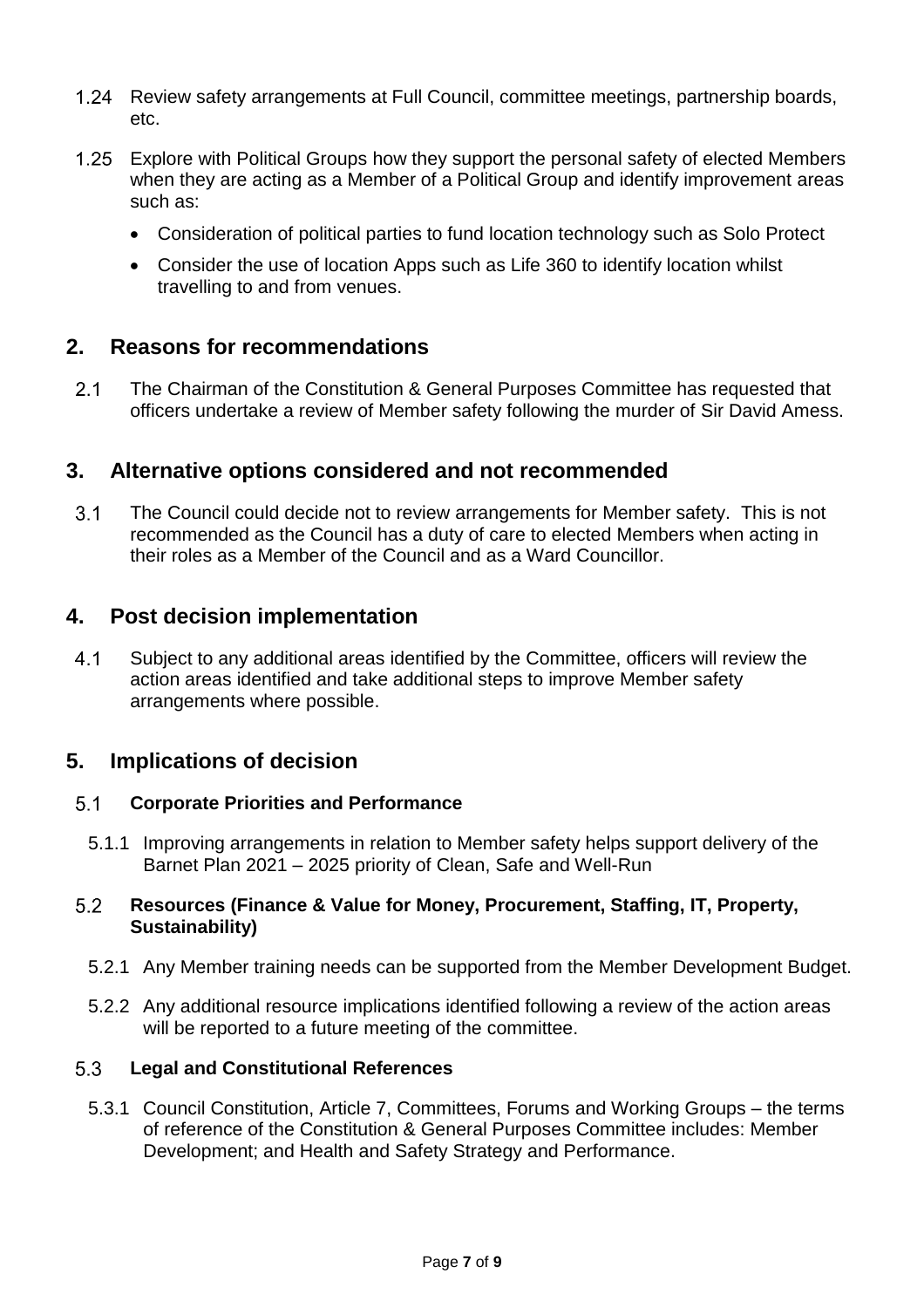1.24 Review safety arrangements at Full Council, committee meetings, partnership boards, etc.

1.25 Explore with Political Groups how they support the personal safety of elected Members when they are acting as a Member of a Political Group and identify improvement areas such as:

- Consideration of political parties to fund location technology such as Solo Protect
- Consider the use of location Apps such as Life 360 to identify location whilst travelling to and from venues.

## 2. Reasons for recommendations

2.1 The Chairman of the Constitution & General Purposes Committee has requested that officers undertake a review of Member safety following the murder of Sir David Amess.

## 3. Alternative options considered and not recommended

3.1 The Council could decide not to review arrangements for Member safety. This is not recommended as the Council has a duty of care to elected Members when acting in their roles as a Member of the Council and as a Ward Councillor.

## 4. Post decision implementation

4.1 Subject to any additional areas identified by the Committee, officers will review the action areas identified and take additional steps to improve Member safety arrangements where possible.

## 5. Implications of decision

### 5.1 Corporate Priorities and Performance

5.1.1 Improving arrangements in relation to Member safety helps support delivery of the Barnet Plan 2021 – 2025 priority of Clean, Safe and Well-Run

### 5.2 Resources (Finance & Value for Money, Procurement, Staffing, IT, Property, Sustainability)

5.2.1 Any Member training needs can be supported from the Member Development Budget.

5.2.2 Any additional resource implications identified following a review of the action areas will be reported to a future meeting of the committee.

### 5.3 Legal and Constitutional References

5.3.1 Council Constitution, Article 7, Committees, Forums and Working Groups – the terms of reference of the Constitution & General Purposes Committee includes: Member Development; and Health and Safety Strategy and Performance.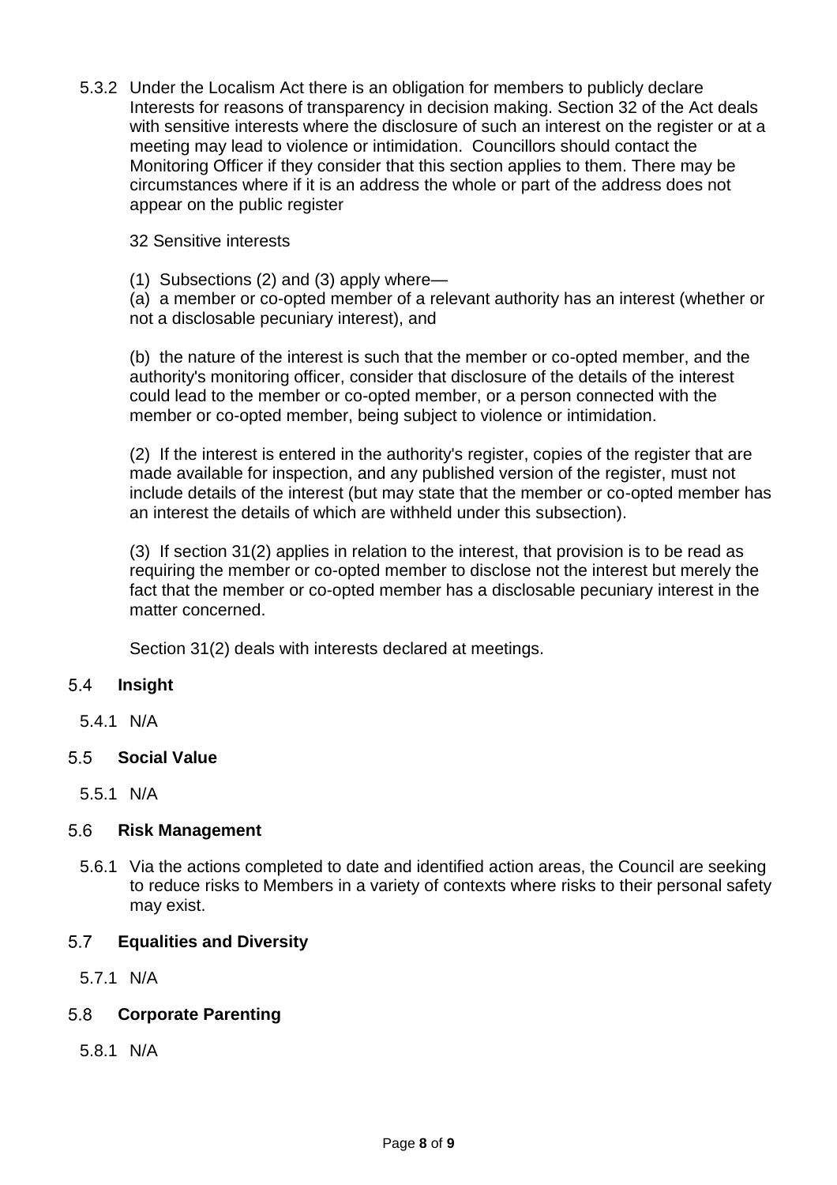5.3.2 Under the Localism Act there is an obligation for members to publicly declare Interests for reasons of transparency in decision making. Section 32 of the Act deals with sensitive interests where the disclosure of such an interest on the register or at a meeting may lead to violence or intimidation. Councillors should contact the Monitoring Officer if they consider that this section applies to them. There may be circumstances where if it is an address the whole or part of the address does not appear on the public register

32 Sensitive interests

(1) Subsections (2) and (3) apply where—

(a) a member or co-opted member of a relevant authority has an interest (whether or not a disclosable pecuniary interest), and

(b) the nature of the interest is such that the member or co-opted member, and the authority's monitoring officer, consider that disclosure of the details of the interest could lead to the member or co-opted member, or a person connected with the member or co-opted member, being subject to violence or intimidation.

(2) If the interest is entered in the authority's register, copies of the register that are made available for inspection, and any published version of the register, must not include details of the interest (but may state that the member or co-opted member has an interest the details of which are withheld under this subsection).

(3) If section 31(2) applies in relation to the interest, that provision is to be read as requiring the member or co-opted member to disclose not the interest but merely the fact that the member or co-opted member has a disclosable pecuniary interest in the matter concerned.

Section 31(2) deals with interests declared at meetings.

## 5.4 Insight

5.4.1 N/A

## 5.5 Social Value

5.5.1 N/A

## 5.6 Risk Management

5.6.1 Via the actions completed to date and identified action areas, the Council are seeking to reduce risks to Members in a variety of contexts where risks to their personal safety may exist.

## 5.7 Equalities and Diversity

5.7.1 N/A

## 5.8 Corporate Parenting

5.8.1 N/A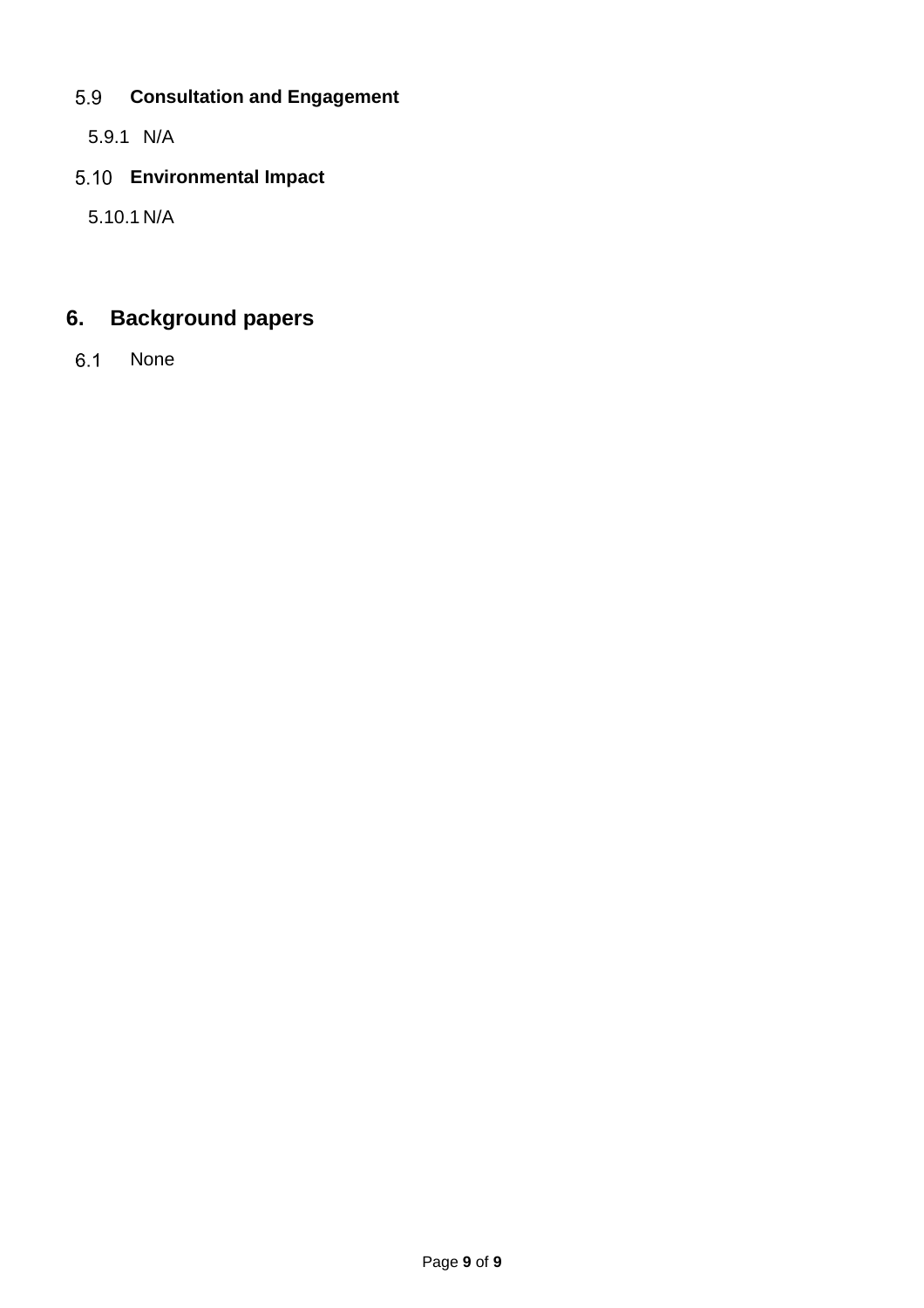### 5.9 Consultation and Engagement

5.9.1 N/A

### 5.10 Environmental Impact

5.10.1 N/A

## 6. Background papers

6.1 None